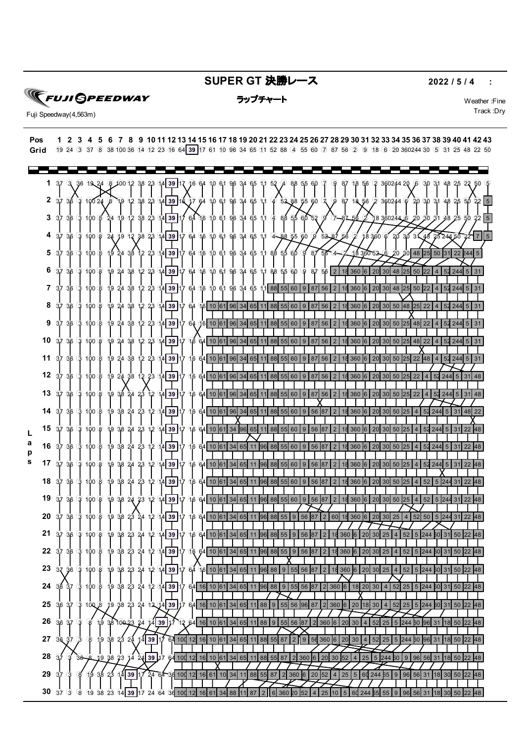# SUPER GT 決勝レース

**2022 / 5 / 4 :**

**FUJI SPEEDWAY**

Fuji Speedway(4,563m)

**ラップチャート**

Weather :Fine
Track :Dry

| Pos | 1 | 2 | 3 | 4 | 5 | 6 | 7 | 8 | 9 | 10 | 11 | 12 | 13 | 14 | 15 | 16 | 17 | 18 | 19 | 20 | 21 | 22 | 23 | 24 | 25 | 26 | 27 | 28 | 29 | 30 | 31 | 32 | 33 | 34 | 35 | 36 | 37 | 38 | 39 | 40 | 41 | 42 | 43 |
|---|---|---|---|---|---|---|---|---|---|---|---|---|---|---|---|---|---|---|---|---|---|---|---|---|---|---|---|---|---|---|---|---|---|---|---|---|---|---|---|---|---|---|---|
| Grid | 19 | 24 | 3 | 37 | 8 | 38 | 100 | 36 | 14 | 12 | 23 | 16 | 64 | 39 | 17 | 61 | 10 | 96 | 34 | 65 | 11 | 52 | 88 | 4 | 55 | 60 | 7 | 87 | 56 | 2 | 9 | 18 | 6 | 20 | 360 | 244 | 30 | 5 | 31 | 25 | 48 | 22 | 50 |
| Lap 1 | 37 | 3 | 36 | 19 | 24 | 8 | 100 | 12 | 38 | 23 | 14 | 39 | 17 | 16 | 64 | 10 | 61 | 96 | 34 | 65 | 11 | 52 | 4 | 88 | 55 | 60 | 7 | 9 | 87 | 18 | 56 | 2 | 360 | 244 | 20 | 6 | 30 | 31 | 48 | 25 | 22 | 50 | 5 |
| Lap 2 | 37 | 36 | 3 | 100 | 24 | 8 | 19 | 12 | 38 | 23 | 14 | 39 | 16 | 17 | 64 | 10 | 61 | 96 | 34 | 65 | 11 | 4 | 52 | 88 | 55 | 60 | 7 | 9 | 87 | 18 | 56 | 2 | 360 | 244 | 6 | 20 | 30 | 31 | 48 | 25 | 50 | 22 | 5 |
| Lap 3 | 37 | 36 | 3 | 100 | 8 | 24 | 19 | 12 | 38 | 23 | 14 | 39 | 17 | 64 | 16 | 10 | 61 | 96 | 34 | 65 | 11 | 4 | 88 | 55 | 60 | 52 | 9 | 7 | 87 | 56 | 2 | 18 | 360 | 244 | 6 | 20 | 30 | 31 | 48 | 25 | 50 | 22 | 5 |
| Lap 4 | 37 | 36 | 3 | 100 | 8 | 24 | 19 | 12 | 38 | 23 | 14 | 39 | 17 | 64 | 16 | 10 | 61 | 96 | 34 | 65 | 11 | 4 | 88 | 55 | 60 | 9 | 52 | 87 | 56 | 2 | 18 | 360 | 6 | 20 | 30 | 31 | 48 | 25 | 244 | 50 | 22 | 7 | 5 |
| Lap 5 | 37 | 36 | 3 | 100 | 8 | 19 | 24 | 38 | 12 | 23 | 14 | 39 | 17 | 64 | 16 | 10 | 61 | 96 | 34 | 65 | 11 | 88 | 55 | 60 | 9 | 87 | 56 | 4 | 2 | 18 | 360 | 52 | 6 | 20 | 30 | 48 | 25 | 50 | 31 | 22 | 244 | 5 | |
| Lap 6 | 37 | 36 | 3 | 100 | 8 | 19 | 24 | 38 | 12 | 23 | 14 | 39 | 17 | 64 | 16 | 10 | 61 | 96 | 34 | 65 | 11 | 88 | 55 | 60 | 9 | 87 | 56 | 2 | 18 | 360 | 6 | 20 | 30 | 48 | 25 | 50 | 22 | 4 | 52 | 244 | 5 | 31 | |
| Lap 7 | 37 | 36 | 3 | 100 | 8 | 19 | 24 | 38 | 12 | 23 | 14 | 39 | 17 | 64 | 16 | 10 | 61 | 96 | 34 | 65 | 11 | 88 | 55 | 60 | 9 | 87 | 56 | 2 | 18 | 360 | 6 | 20 | 30 | 48 | 25 | 50 | 22 | 4 | 52 | 244 | 5 | 31 | |
| Lap 8 | 37 | 36 | 3 | 100 | 8 | 19 | 24 | 38 | 12 | 23 | 14 | 39 | 17 | 64 | 16 | 10 | 61 | 96 | 34 | 65 | 11 | 88 | 55 | 60 | 9 | 87 | 56 | 2 | 18 | 360 | 6 | 20 | 30 | 50 | 48 | 25 | 22 | 4 | 52 | 244 | 5 | 31 | |
| Lap 9 | 37 | 36 | 3 | 100 | 8 | 19 | 24 | 38 | 12 | 23 | 14 | 39 | 17 | 64 | 16 | 10 | 61 | 96 | 34 | 65 | 11 | 88 | 55 | 60 | 9 | 87 | 56 | 2 | 18 | 360 | 6 | 20 | 30 | 50 | 25 | 48 | 22 | 4 | 52 | 244 | 5 | 31 | |
| Lap 10 | 37 | 36 | 3 | 100 | 8 | 19 | 24 | 38 | 12 | 23 | 14 | 39 | 17 | 16 | 64 | 10 | 61 | 96 | 34 | 65 | 11 | 88 | 55 | 60 | 9 | 87 | 56 | 2 | 18 | 360 | 6 | 20 | 30 | 50 | 25 | 48 | 22 | 4 | 52 | 244 | 5 | 31 | |
| Lap 11 | 37 | 36 | 3 | 100 | 8 | 19 | 24 | 38 | 12 | 23 | 14 | 39 | 17 | 16 | 64 | 10 | 61 | 96 | 34 | 65 | 11 | 88 | 55 | 60 | 9 | 87 | 56 | 2 | 18 | 360 | 6 | 20 | 30 | 50 | 25 | 22 | 48 | 4 | 52 | 244 | 5 | 31 | |
| Lap 12 | 37 | 36 | 3 | 100 | 8 | 19 | 24 | 38 | 12 | 23 | 14 | 39 | 17 | 16 | 64 | 10 | 61 | 96 | 34 | 65 | 11 | 88 | 55 | 60 | 9 | 87 | 56 | 2 | 18 | 360 | 6 | 20 | 30 | 50 | 25 | 22 | 4 | 52 | 244 | 5 | 31 | 48 | |
| Lap 13 | 37 | 36 | 3 | 100 | 8 | 19 | 38 | 24 | 23 | 12 | 14 | 39 | 17 | 16 | 64 | 10 | 61 | 96 | 34 | 65 | 11 | 88 | 55 | 60 | 9 | 87 | 56 | 2 | 18 | 360 | 6 | 20 | 30 | 50 | 25 | 22 | 4 | 52 | 244 | 5 | 31 | 48 | |
| Lap 14 | 37 | 36 | 3 | 100 | 8 | 19 | 38 | 24 | 23 | 12 | 14 | 39 | 17 | 16 | 64 | 10 | 61 | 96 | 34 | 65 | 11 | 88 | 55 | 60 | 9 | 56 | 87 | 2 | 18 | 360 | 6 | 20 | 30 | 50 | 25 | 4 | 52 | 244 | 5 | 31 | 48 | 22 | |
| Lap 15 | 37 | 36 | 3 | 100 | 8 | 19 | 38 | 24 | 23 | 12 | 14 | 39 | 17 | 16 | 64 | 10 | 61 | 34 | 96 | 65 | 11 | 88 | 55 | 60 | 9 | 56 | 87 | 2 | 18 | 360 | 6 | 20 | 30 | 50 | 25 | 4 | 52 | 244 | 5 | 31 | 22 | 48 | |
| Lap 16 | 37 | 36 | 3 | 100 | 8 | 19 | 38 | 24 | 23 | 12 | 14 | 39 | 17 | 16 | 64 | 10 | 61 | 34 | 65 | 11 | 96 | 88 | 55 | 60 | 9 | 56 | 87 | 2 | 18 | 360 | 6 | 20 | 30 | 50 | 25 | 4 | 52 | 244 | 5 | 31 | 22 | 48 | |
| Lap 17 | 37 | 36 | 3 | 100 | 8 | 19 | 38 | 24 | 23 | 12 | 14 | 39 | 17 | 16 | 64 | 10 | 61 | 34 | 65 | 11 | 96 | 88 | 55 | 60 | 9 | 56 | 87 | 2 | 18 | 360 | 6 | 20 | 30 | 50 | 25 | 4 | 52 | 244 | 5 | 31 | 22 | 48 | |
| Lap 18 | 37 | 36 | 3 | 100 | 8 | 19 | 38 | 24 | 23 | 12 | 14 | 39 | 17 | 16 | 64 | 10 | 61 | 34 | 65 | 11 | 96 | 88 | 55 | 60 | 9 | 56 | 87 | 2 | 18 | 360 | 6 | 20 | 30 | 50 | 25 | 4 | 52 | 5 | 244 | 31 | 22 | 48 | |
| Lap 19 | 37 | 36 | 3 | 100 | 8 | 19 | 38 | 24 | 23 | 12 | 14 | 39 | 17 | 16 | 64 | 10 | 61 | 34 | 65 | 11 | 96 | 88 | 55 | 60 | 9 | 56 | 87 | 2 | 18 | 360 | 6 | 20 | 30 | 50 | 25 | 4 | 52 | 5 | 244 | 31 | 22 | 48 | |
| Lap 20 | 37 | 36 | 3 | 100 | 8 | 19 | 38 | 23 | 24 | 12 | 14 | 39 | 17 | 16 | 64 | 10 | 61 | 34 | 65 | 11 | 96 | 88 | 55 | 9 | 56 | 87 | 2 | 60 | 18 | 360 | 6 | 20 | 30 | 25 | 4 | 52 | 50 | 5 | 244 | 31 | 22 | 48 | |
| Lap 21 | 37 | 36 | 3 | 100 | 8 | 19 | 38 | 23 | 24 | 12 | 14 | 39 | 17 | 16 | 64 | 10 | 61 | 34 | 65 | 11 | 96 | 88 | 55 | 9 | 56 | 87 | 2 | 18 | 360 | 6 | 20 | 30 | 25 | 4 | 52 | 5 | 244 | 60 | 31 | 50 | 22 | 48 | |
| Lap 22 | 37 | 36 | 3 | 100 | 8 | 19 | 38 | 23 | 24 | 12 | 14 | 39 | 17 | 16 | 64 | 10 | 61 | 34 | 65 | 11 | 96 | 88 | 55 | 9 | 56 | 87 | 2 | 18 | 360 | 6 | 20 | 30 | 25 | 4 | 52 | 5 | 244 | 60 | 31 | 50 | 22 | 48 | |
| Lap 23 | 37 | 36 | 3 | 100 | 8 | 19 | 38 | 23 | 24 | 12 | 14 | 39 | 17 | 64 | 16 | 10 | 61 | 34 | 65 | 11 | 96 | 88 | 9 | 55 | 56 | 87 | 2 | 18 | 360 | 6 | 20 | 30 | 25 | 4 | 52 | 5 | 244 | 60 | 31 | 50 | 22 | 48 | |
| Lap 24 | 36 | 37 | 3 | 100 | 8 | 19 | 38 | 23 | 24 | 12 | 14 | 39 | 17 | 64 | 16 | 10 | 61 | 34 | 65 | 11 | 96 | 88 | 9 | 55 | 56 | 87 | 2 | 360 | 6 | 18 | 20 | 30 | 4 | 52 | 25 | 5 | 244 | 60 | 31 | 50 | 22 | 48 | |
| Lap 25 | 36 | 37 | 3 | 100 | 8 | 19 | 38 | 23 | 24 | 12 | 14 | 39 | 17 | 64 | 16 | 10 | 61 | 34 | 65 | 11 | 88 | 9 | 55 | 56 | 96 | 87 | 2 | 360 | 6 | 20 | 18 | 30 | 4 | 52 | 25 | 5 | 244 | 60 | 31 | 50 | 22 | 48 | |
| Lap 26 | 36 | 37 | 3 | 8 | 19 | 38 | 100 | 23 | 24 | 14 | 39 | 17 | 12 | 64 | 16 | 10 | 61 | 34 | 65 | 11 | 88 | 9 | 55 | 56 | 87 | 2 | 360 | 6 | 20 | 30 | 4 | 52 | 25 | 5 | 244 | 60 | 96 | 31 | 18 | 50 | 22 | 48 | |
| Lap 27 | 36 | 37 | 3 | 8 | 19 | 38 | 23 | 24 | 14 | 39 | 17 | 64 | 100 | 12 | 16 | 10 | 61 | 34 | 65 | 11 | 88 | 55 | 87 | 2 | 9 | 56 | 360 | 6 | 20 | 30 | 4 | 52 | 25 | 5 | 244 | 60 | 96 | 31 | 18 | 50 | 22 | 48 | |
| Lap 28 | 37 | 3 | 36 | 8 | 19 | 38 | 23 | 14 | 24 | 39 | 17 | 64 | 100 | 12 | 16 | 10 | 61 | 34 | 65 | 11 | 88 | 55 | 87 | 2 | 360 | 6 | 20 | 30 | 52 | 4 | 25 | 5 | 244 | 60 | 9 | 96 | 56 | 31 | 18 | 50 | 22 | 48 | |
| Lap 29 | 37 | 3 | 8 | 19 | 38 | 23 | 14 | 39 | 17 | 24 | 64 | 36 | 100 | 12 | 16 | 61 | 10 | 34 | 11 | 88 | 55 | 87 | 2 | 360 | 6 | 20 | 52 | 4 | 25 | 5 | 60 | 244 | 65 | 9 | 96 | 56 | 31 | 18 | 30 | 50 | 22 | 48 | |
| Lap 30 | 37 | 3 | 8 | 19 | 38 | 23 | 14 | 39 | 17 | 24 | 64 | 36 | 100 | 12 | 16 | 61 | 34 | 88 | 11 | 87 | 2 | 6 | 360 | 20 | 52 | 4 | 25 | 10 | 5 | 60 | 244 | 65 | 55 | 9 | 96 | 56 | 31 | 18 | 30 | 50 | 22 | 48 | |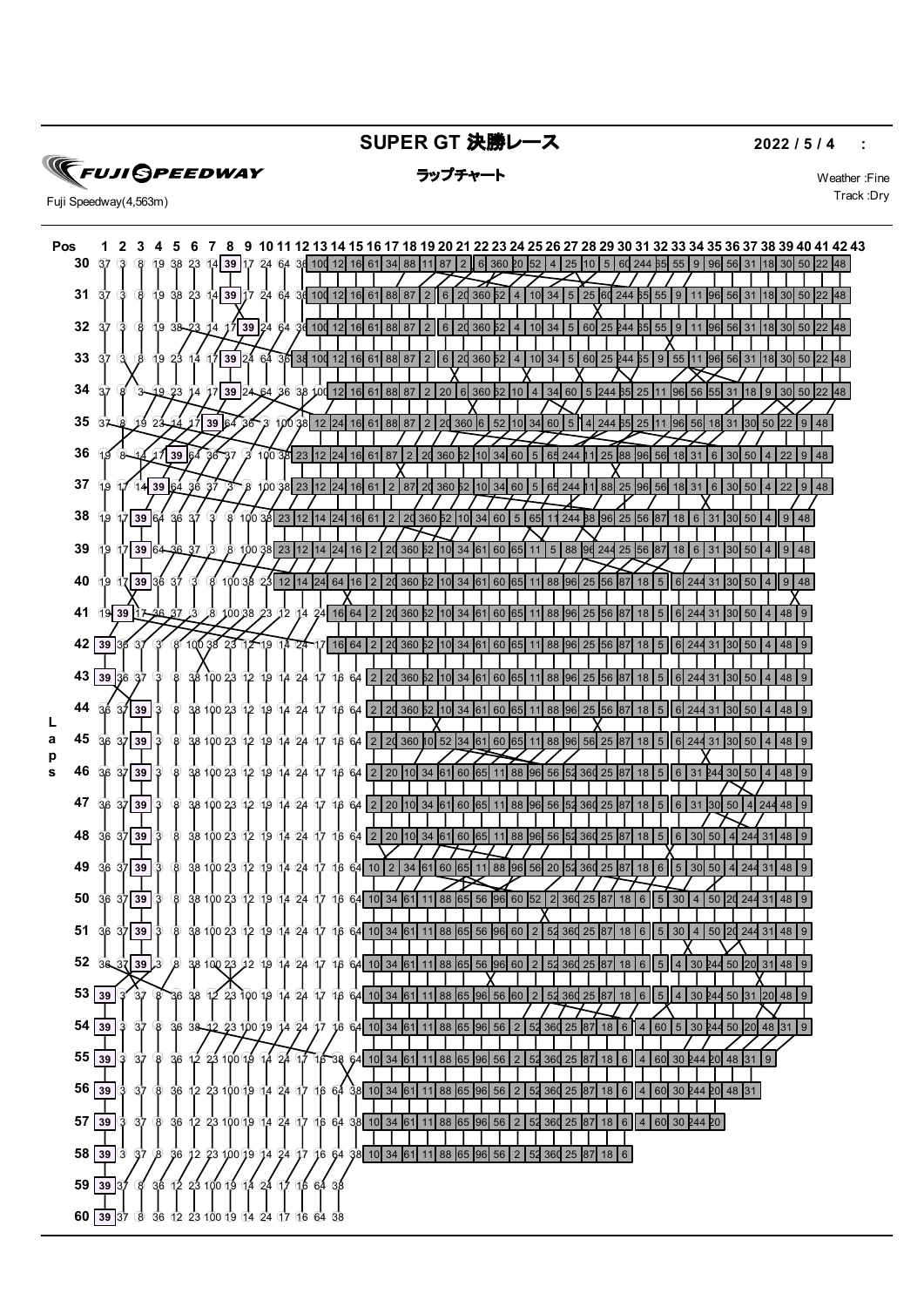# SUPER GT 決勝レース

**2022 / 5 / 4 :**

FUJI SPEEDWAY

Fuji Speedway(4,563m)

## ラップチャート

Weather :Fine
Track :Dry

| Laps | 1 | 2 | 3 | 4 | 5 | 6 | 7 | 8 | 9 | 10 | 11 | 12 | 13 | 14 | 15 | 16 | 17 | 18 | 19 | 20 | 21 | 22 | 23 | 24 | 25 | 26 | 27 | 28 | 29 | 30 | 31 | 32 | 33 | 34 | 35 | 36 | 37 | 38 | 39 | 40 | 41 | 42 | 43 |
|---|---|---|---|---|---|---|---|---|---|---|---|---|---|---|---|---|---|---|---|---|---|---|---|---|---|---|---|---|---|---|---|---|---|---|---|---|---|---|---|---|---|---|---|
| 30 | 37 | 3 | 8 | 19 | 38 | 23 | 14 | 39 | 17 | 24 | 64 | 36 | 100 | 12 | 16 | 61 | 34 | 88 | 11 | 87 | 2 | 6 | 360 | 20 | 52 | 4 | 25 | 10 | 5 | 60 | 244 | 65 | 55 | 9 | 96 | 56 | 31 | 18 | 30 | 50 | 22 | 48 | |
| 31 | 37 | 3 | 8 | 19 | 38 | 23 | 14 | 39 | 17 | 24 | 64 | 36 | 100 | 12 | 16 | 61 | 88 | 87 | 2 | 6 | 20 | 360 | 52 | 4 | 10 | 34 | 5 | 25 | 60 | 244 | 65 | 55 | 9 | 11 | 96 | 56 | 31 | 18 | 30 | 50 | 22 | 48 | |
| 32 | 37 | 3 | 8 | 19 | 38 | 23 | 14 | 17 | 39 | 24 | 64 | 36 | 100 | 12 | 16 | 61 | 88 | 87 | 2 | 6 | 20 | 360 | 52 | 4 | 10 | 34 | 5 | 60 | 25 | 244 | 65 | 55 | 9 | 11 | 96 | 56 | 31 | 18 | 30 | 50 | 22 | 48 | |
| 33 | 37 | 3 | 8 | 19 | 23 | 14 | 17 | 39 | 24 | 64 | 36 | 38 | 100 | 12 | 16 | 61 | 88 | 87 | 2 | 6 | 20 | 360 | 52 | 4 | 10 | 34 | 5 | 60 | 25 | 244 | 65 | 9 | 55 | 11 | 96 | 56 | 31 | 18 | 30 | 50 | 22 | 48 | |
| 34 | 37 | 8 | 3 | 19 | 23 | 14 | 17 | 39 | 24 | 64 | 36 | 38 | 100 | 12 | 16 | 61 | 88 | 87 | 2 | 20 | 6 | 360 | 52 | 10 | 4 | 34 | 60 | 5 | 244 | 65 | 25 | 11 | 96 | 56 | 55 | 31 | 18 | 9 | 30 | 50 | 22 | 48 | |
| 35 | 37 | 8 | 19 | 23 | 14 | 17 | 39 | 64 | 36 | 3 | 100 | 38 | 12 | 24 | 16 | 61 | 88 | 87 | 2 | 20 | 360 | 6 | 52 | 10 | 34 | 60 | 5 | 4 | 244 | 65 | 25 | 11 | 96 | 56 | 18 | 31 | 30 | 50 | 22 | 9 | 48 | | |
| 36 | 19 | 8 | 14 | 17 | 39 | 64 | 36 | 37 | 3 | 100 | 38 | 23 | 12 | 24 | 16 | 61 | 87 | 2 | 20 | 360 | 52 | 10 | 34 | 60 | 5 | 65 | 244 | 11 | 25 | 88 | 96 | 56 | 18 | 31 | 6 | 30 | 50 | 4 | 22 | 9 | 48 | | |
| 37 | 19 | 17 | 14 | 39 | 64 | 36 | 37 | 3 | 8 | 100 | 38 | 23 | 12 | 24 | 16 | 61 | 2 | 87 | 20 | 360 | 52 | 10 | 34 | 60 | 5 | 65 | 244 | 11 | 88 | 25 | 96 | 56 | 18 | 31 | 6 | 30 | 50 | 4 | 22 | 9 | 48 | | |
| 38 | 19 | 17 | 39 | 64 | 36 | 37 | 3 | 8 | 100 | 38 | 23 | 12 | 14 | 24 | 16 | 61 | 2 | 20 | 360 | 52 | 10 | 34 | 60 | 5 | 65 | 11 | 244 | 88 | 96 | 25 | 56 | 87 | 18 | 6 | 31 | 30 | 50 | 4 | 9 | 48 | | | |
| 39 | 19 | 17 | 39 | 64 | 36 | 37 | 3 | 8 | 100 | 38 | 23 | 12 | 14 | 24 | 16 | 2 | 20 | 360 | 52 | 10 | 34 | 61 | 60 | 65 | 11 | 5 | 88 | 96 | 244 | 25 | 56 | 87 | 18 | 6 | 31 | 30 | 50 | 4 | 9 | 48 | | | |
| 40 | 19 | 17 | 39 | 36 | 37 | 3 | 8 | 100 | 38 | 23 | 12 | 14 | 24 | 64 | 16 | 2 | 20 | 360 | 52 | 10 | 34 | 61 | 60 | 65 | 11 | 88 | 96 | 25 | 56 | 87 | 18 | 5 | 6 | 244 | 31 | 30 | 50 | 4 | 9 | 48 | | | |
| 41 | 19 | 39 | 17 | 36 | 37 | 3 | 8 | 100 | 38 | 23 | 12 | 14 | 24 | 16 | 64 | 2 | 20 | 360 | 52 | 10 | 34 | 61 | 60 | 65 | 11 | 88 | 96 | 25 | 56 | 87 | 18 | 5 | 6 | 244 | 31 | 30 | 50 | 4 | 48 | 9 | | | |
| 42 | 39 | 36 | 37 | 3 | 8 | 100 | 38 | 23 | 12 | 19 | 14 | 24 | 17 | 16 | 64 | 2 | 20 | 360 | 52 | 10 | 34 | 61 | 60 | 65 | 11 | 88 | 96 | 25 | 56 | 87 | 18 | 5 | 6 | 244 | 31 | 30 | 50 | 4 | 48 | 9 | | | |
| 43 | 39 | 36 | 37 | 3 | 8 | 38 | 100 | 23 | 12 | 19 | 14 | 24 | 17 | 16 | 64 | 2 | 20 | 360 | 52 | 10 | 34 | 61 | 60 | 65 | 11 | 88 | 96 | 25 | 56 | 87 | 18 | 5 | 6 | 244 | 31 | 30 | 50 | 4 | 48 | 9 | | | |
| 44 | 36 | 37 | 39 | 3 | 8 | 38 | 100 | 23 | 12 | 19 | 14 | 24 | 17 | 16 | 64 | 2 | 20 | 360 | 52 | 10 | 34 | 61 | 60 | 65 | 11 | 88 | 96 | 25 | 56 | 87 | 18 | 5 | 6 | 244 | 31 | 30 | 50 | 4 | 48 | 9 | | | |
| 45 | 36 | 37 | 39 | 3 | 8 | 38 | 100 | 23 | 12 | 19 | 14 | 24 | 17 | 16 | 64 | 2 | 20 | 360 | 10 | 52 | 34 | 61 | 60 | 65 | 11 | 88 | 96 | 56 | 25 | 87 | 18 | 5 | 6 | 244 | 31 | 30 | 50 | 4 | 48 | 9 | | | |
| 46 | 36 | 37 | 39 | 3 | 8 | 38 | 100 | 23 | 12 | 19 | 14 | 24 | 17 | 16 | 64 | 2 | 20 | 10 | 34 | 61 | 60 | 65 | 11 | 88 | 96 | 56 | 52 | 360 | 25 | 87 | 18 | 5 | 6 | 31 | 244 | 30 | 50 | 4 | 48 | 9 | | | |
| 47 | 36 | 37 | 39 | 3 | 8 | 38 | 100 | 23 | 12 | 19 | 14 | 24 | 17 | 16 | 64 | 2 | 20 | 10 | 34 | 61 | 60 | 65 | 11 | 88 | 96 | 56 | 52 | 360 | 25 | 87 | 18 | 5 | 6 | 31 | 30 | 50 | 4 | 244 | 48 | 9 | | | |
| 48 | 36 | 37 | 39 | 3 | 8 | 38 | 100 | 23 | 12 | 19 | 14 | 24 | 17 | 16 | 64 | 2 | 20 | 10 | 34 | 61 | 60 | 65 | 11 | 88 | 96 | 56 | 52 | 360 | 25 | 87 | 18 | 5 | 6 | 30 | 50 | 4 | 244 | 31 | 48 | 9 | | | |
| 49 | 36 | 37 | 39 | 3 | 8 | 38 | 100 | 23 | 12 | 19 | 14 | 24 | 17 | 16 | 64 | 10 | 2 | 34 | 61 | 60 | 65 | 11 | 88 | 96 | 56 | 20 | 52 | 360 | 25 | 87 | 18 | 6 | 5 | 30 | 50 | 4 | 244 | 31 | 48 | 9 | | | |
| 50 | 36 | 37 | 39 | 3 | 8 | 38 | 100 | 23 | 12 | 19 | 14 | 24 | 17 | 16 | 64 | 10 | 34 | 61 | 11 | 88 | 65 | 56 | 96 | 60 | 52 | 2 | 360 | 25 | 87 | 18 | 6 | 5 | 30 | 4 | 50 | 20 | 244 | 31 | 48 | 9 | | | |
| 51 | 36 | 37 | 39 | 3 | 8 | 38 | 100 | 23 | 12 | 19 | 14 | 24 | 17 | 16 | 64 | 10 | 34 | 61 | 11 | 88 | 65 | 56 | 96 | 60 | 2 | 52 | 360 | 25 | 87 | 18 | 6 | 5 | 30 | 4 | 50 | 20 | 244 | 31 | 48 | 9 | | | |
| 52 | 36 | 37 | 39 | 3 | 8 | 38 | 100 | 23 | 12 | 19 | 14 | 24 | 17 | 16 | 64 | 10 | 34 | 61 | 11 | 88 | 65 | 56 | 96 | 60 | 2 | 52 | 360 | 25 | 87 | 18 | 6 | 5 | 4 | 30 | 244 | 50 | 20 | 31 | 48 | 9 | | | |
| 53 | 39 | 3 | 37 | 8 | 36 | 38 | 12 | 23 | 100 | 19 | 14 | 24 | 17 | 16 | 64 | 10 | 34 | 61 | 11 | 88 | 65 | 96 | 56 | 60 | 2 | 52 | 360 | 25 | 87 | 18 | 6 | 5 | 4 | 30 | 244 | 50 | 31 | 20 | 48 | 9 | | | |
| 54 | 39 | 3 | 37 | 8 | 36 | 38 | 12 | 23 | 100 | 19 | 14 | 24 | 17 | 16 | 64 | 10 | 34 | 61 | 11 | 88 | 65 | 96 | 56 | 2 | 52 | 360 | 25 | 87 | 18 | 6 | 4 | 60 | 5 | 30 | 244 | 50 | 20 | 48 | 31 | 9 | | | |
| 55 | 39 | 3 | 37 | 8 | 36 | 12 | 23 | 100 | 19 | 14 | 24 | 17 | 16 | 38 | 64 | 10 | 34 | 61 | 11 | 88 | 65 | 96 | 56 | 2 | 52 | 360 | 25 | 87 | 18 | 6 | 4 | 60 | 30 | 244 | 20 | 48 | 31 | 9 | | | | | |
| 56 | 39 | 3 | 37 | 8 | 36 | 12 | 23 | 100 | 19 | 14 | 24 | 17 | 16 | 64 | 38 | 10 | 34 | 61 | 11 | 88 | 65 | 96 | 56 | 2 | 52 | 360 | 25 | 87 | 18 | 6 | 4 | 60 | 30 | 244 | 20 | 48 | 31 | | | | | | |
| 57 | 39 | 3 | 37 | 8 | 36 | 12 | 23 | 100 | 19 | 14 | 24 | 17 | 16 | 64 | 38 | 10 | 34 | 61 | 11 | 88 | 65 | 96 | 56 | 2 | 52 | 360 | 25 | 87 | 18 | 6 | 4 | 60 | 30 | 244 | 20 | | | | | | | | |
| 58 | 39 | 3 | 37 | 8 | 36 | 12 | 23 | 100 | 19 | 14 | 24 | 17 | 16 | 64 | 38 | 10 | 34 | 61 | 11 | 88 | 65 | 96 | 56 | 2 | 52 | 360 | 25 | 87 | 18 | 6 | | | | | | | | | | | | | |
| 59 | 39 | 37 | 8 | 36 | 12 | 23 | 100 | 19 | 14 | 24 | 17 | 16 | 64 | 38 | | | | | | | | | | | | | | | | | | | | | | | | | | | | | |
| 60 | 39 | 37 | 8 | 36 | 12 | 23 | 100 | 19 | 14 | 24 | 17 | 16 | 64 | 38 | | | | | | | | | | | | | | | | | | | | | | | | | | | | | |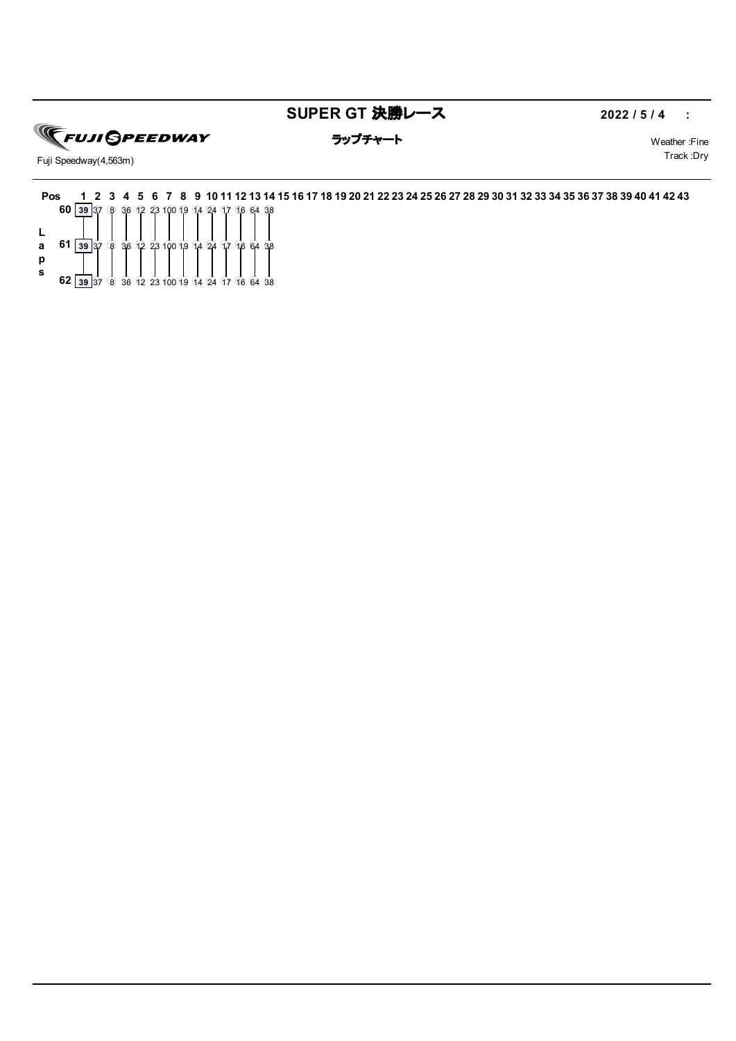# SUPER GT 決勝レース

2022 / 5 / 4 :

ラップチャート

Fuji Speedway(4,563m)

Weather :Fine
Track :Dry

Pos 1 2 3 4 5 6 7 8 9 10 11 12 13 14 15 16 17 18 19 20 21 22 23 24 25 26 27 28 29 30 31 32 33 34 35 36 37 38 39 40 41 42 43

Laps

60 39 37 8 36 12 23 100 19 14 24 17 16 64 38

61 39 37 8 36 12 23 100 19 14 24 17 16 64 38

62 39 37 8 36 12 23 100 19 14 24 17 16 64 38